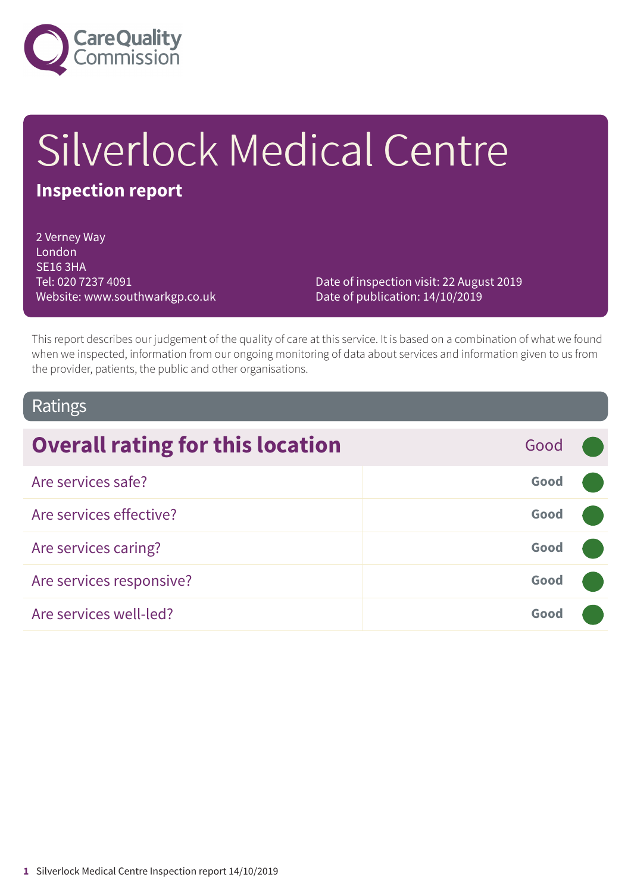Care Quality Commission

# Silverlock Medical Centre

## Inspection report

2 Verney Way
London
SE16 3HA
Tel: 020 7237 4091
Website: www.southwarkgp.co.uk

Date of inspection visit: 22 August 2019
Date of publication: 14/10/2019

This report describes our judgement of the quality of care at this service. It is based on a combination of what we found when we inspected, information from our ongoing monitoring of data about services and information given to us from the provider, patients, the public and other organisations.

## Ratings

| **Overall rating for this location** | Good |
| --- | --- |
| Are services safe? | **Good** |
| Are services effective? | **Good** |
| Are services caring? | **Good** |
| Are services responsive? | **Good** |
| Are services well-led? | **Good** |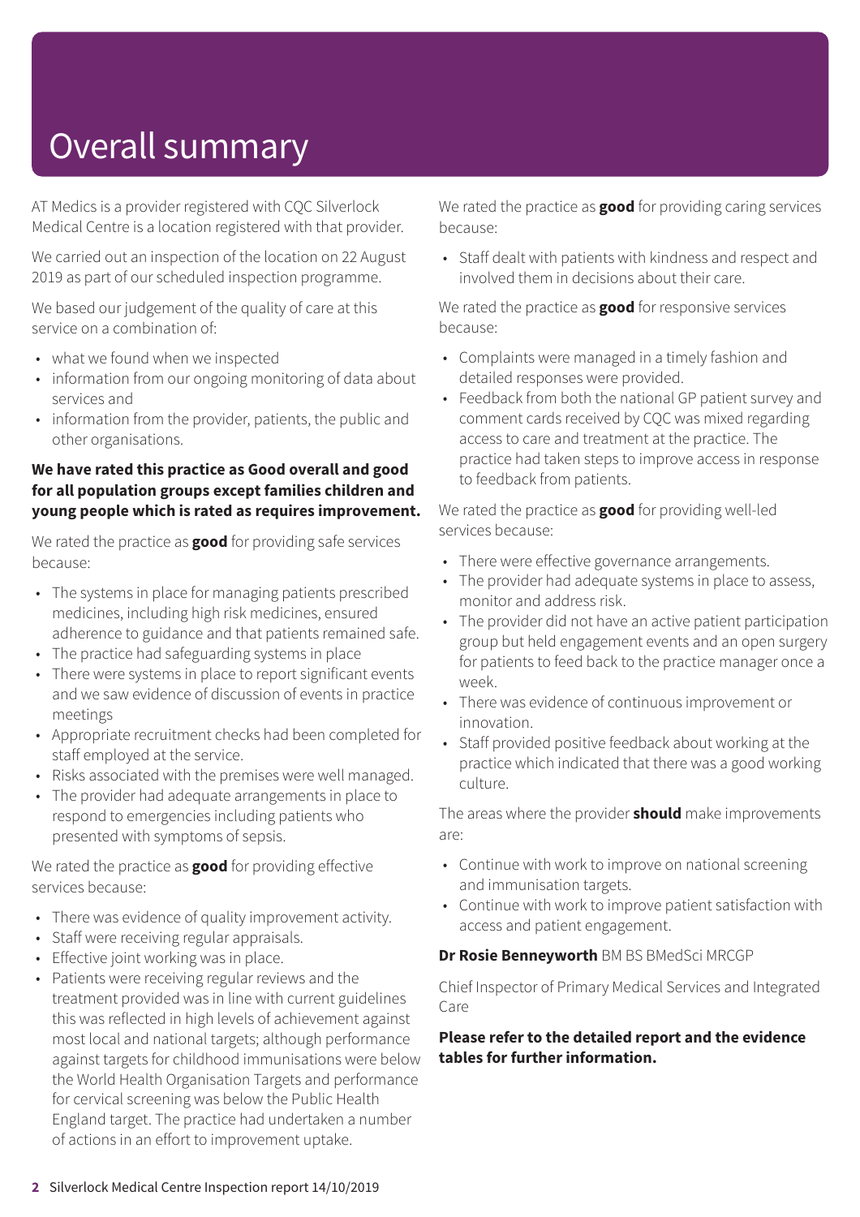# Overall summary

AT Medics is a provider registered with CQC Silverlock Medical Centre is a location registered with that provider.

We carried out an inspection of the location on 22 August 2019 as part of our scheduled inspection programme.

We based our judgement of the quality of care at this service on a combination of:

- what we found when we inspected
- information from our ongoing monitoring of data about services and
- information from the provider, patients, the public and other organisations.

**We have rated this practice as Good overall and good for all population groups except families children and young people which is rated as requires improvement.**

We rated the practice as **good** for providing safe services because:

- The systems in place for managing patients prescribed medicines, including high risk medicines, ensured adherence to guidance and that patients remained safe.
- The practice had safeguarding systems in place
- There were systems in place to report significant events and we saw evidence of discussion of events in practice meetings
- Appropriate recruitment checks had been completed for staff employed at the service.
- Risks associated with the premises were well managed.
- The provider had adequate arrangements in place to respond to emergencies including patients who presented with symptoms of sepsis.

We rated the practice as **good** for providing effective services because:

- There was evidence of quality improvement activity.
- Staff were receiving regular appraisals.
- Effective joint working was in place.
- Patients were receiving regular reviews and the treatment provided was in line with current guidelines this was reflected in high levels of achievement against most local and national targets; although performance against targets for childhood immunisations were below the World Health Organisation Targets and performance for cervical screening was below the Public Health England target. The practice had undertaken a number of actions in an effort to improvement uptake.

We rated the practice as **good** for providing caring services because:

- Staff dealt with patients with kindness and respect and involved them in decisions about their care.

We rated the practice as **good** for responsive services because:

- Complaints were managed in a timely fashion and detailed responses were provided.
- Feedback from both the national GP patient survey and comment cards received by CQC was mixed regarding access to care and treatment at the practice. The practice had taken steps to improve access in response to feedback from patients.

We rated the practice as **good** for providing well-led services because:

- There were effective governance arrangements.
- The provider had adequate systems in place to assess, monitor and address risk.
- The provider did not have an active patient participation group but held engagement events and an open surgery for patients to feed back to the practice manager once a week.
- There was evidence of continuous improvement or innovation.
- Staff provided positive feedback about working at the practice which indicated that there was a good working culture.

The areas where the provider **should** make improvements are:

- Continue with work to improve on national screening and immunisation targets.
- Continue with work to improve patient satisfaction with access and patient engagement.

**Dr Rosie Benneyworth** BM BS BMedSci MRCGP

Chief Inspector of Primary Medical Services and Integrated Care

**Please refer to the detailed report and the evidence tables for further information.**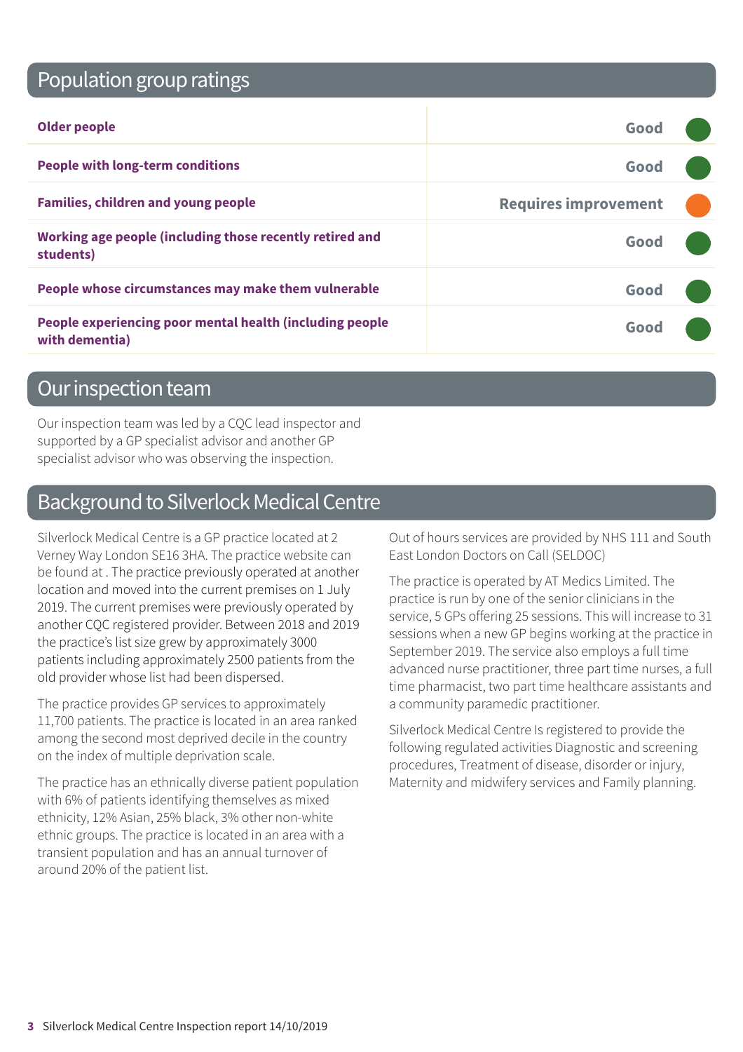## Population group ratings

| | |
|---|---|
| **Older people** | Good |
| **People with long-term conditions** | Good |
| **Families, children and young people** | Requires improvement |
| **Working age people (including those recently retired and students)** | Good |
| **People whose circumstances may make them vulnerable** | Good |
| **People experiencing poor mental health (including people with dementia)** | Good |

## Our inspection team

Our inspection team was led by a CQC lead inspector and supported by a GP specialist advisor and another GP specialist advisor who was observing the inspection.

## Background to Silverlock Medical Centre

Silverlock Medical Centre is a GP practice located at 2 Verney Way London SE16 3HA. The practice website can be found at . The practice previously operated at another location and moved into the current premises on 1 July 2019. The current premises were previously operated by another CQC registered provider. Between 2018 and 2019 the practice's list size grew by approximately 3000 patients including approximately 2500 patients from the old provider whose list had been dispersed.

The practice provides GP services to approximately 11,700 patients. The practice is located in an area ranked among the second most deprived decile in the country on the index of multiple deprivation scale.

The practice has an ethnically diverse patient population with 6% of patients identifying themselves as mixed ethnicity, 12% Asian, 25% black, 3% other non-white ethnic groups. The practice is located in an area with a transient population and has an annual turnover of around 20% of the patient list.

Out of hours services are provided by NHS 111 and South East London Doctors on Call (SELDOC)

The practice is operated by AT Medics Limited. The practice is run by one of the senior clinicians in the service, 5 GPs offering 25 sessions. This will increase to 31 sessions when a new GP begins working at the practice in September 2019. The service also employs a full time advanced nurse practitioner, three part time nurses, a full time pharmacist, two part time healthcare assistants and a community paramedic practitioner.

Silverlock Medical Centre Is registered to provide the following regulated activities Diagnostic and screening procedures, Treatment of disease, disorder or injury, Maternity and midwifery services and Family planning.